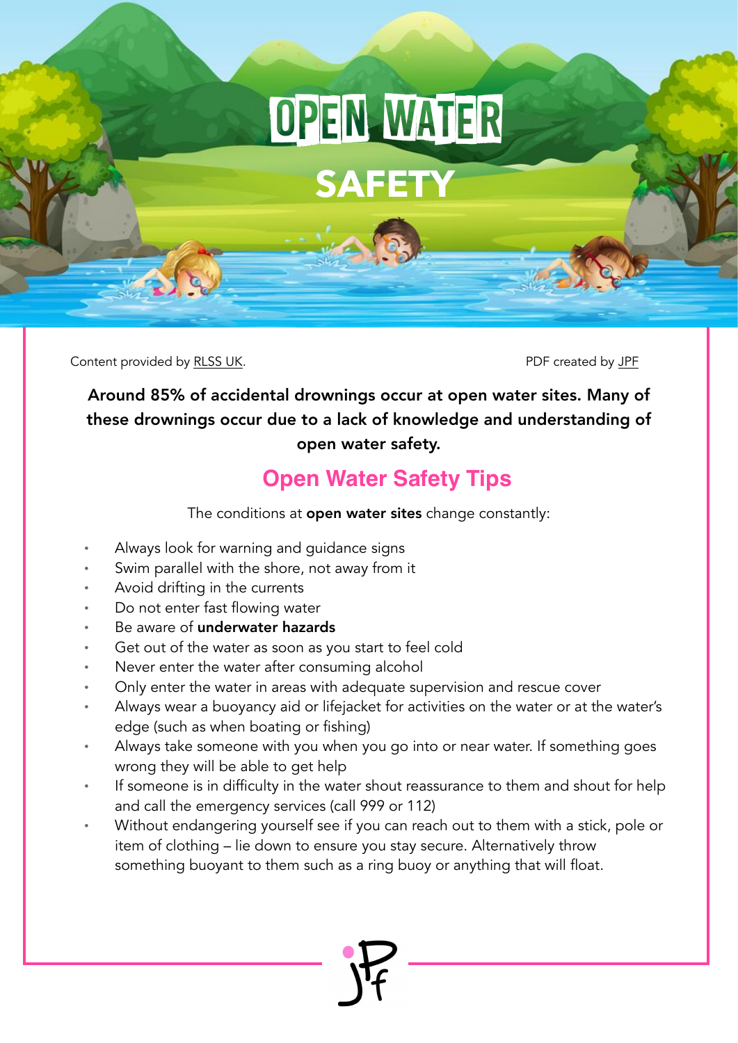# OPEN WATER SAFETY

Content provided by RLSS UK.

PDF created by JPF

**Around 85% of accidental drownings occur at open water sites. Many of these drownings occur due to a lack of knowledge and understanding of open water safety.**

## Open Water Safety Tips

The conditions at **open water sites** change constantly:

- Always look for warning and guidance signs
- Swim parallel with the shore, not away from it
- Avoid drifting in the currents
- Do not enter fast flowing water
- Be aware of **underwater hazards**
- Get out of the water as soon as you start to feel cold
- Never enter the water after consuming alcohol
- Only enter the water in areas with adequate supervision and rescue cover
- Always wear a buoyancy aid or lifejacket for activities on the water or at the water's edge (such as when boating or fishing)
- Always take someone with you when you go into or near water. If something goes wrong they will be able to get help
- If someone is in difficulty in the water shout reassurance to them and shout for help and call the emergency services (call 999 or 112)
- Without endangering yourself see if you can reach out to them with a stick, pole or item of clothing – lie down to ensure you stay secure. Alternatively throw something buoyant to them such as a ring buoy or anything that will float.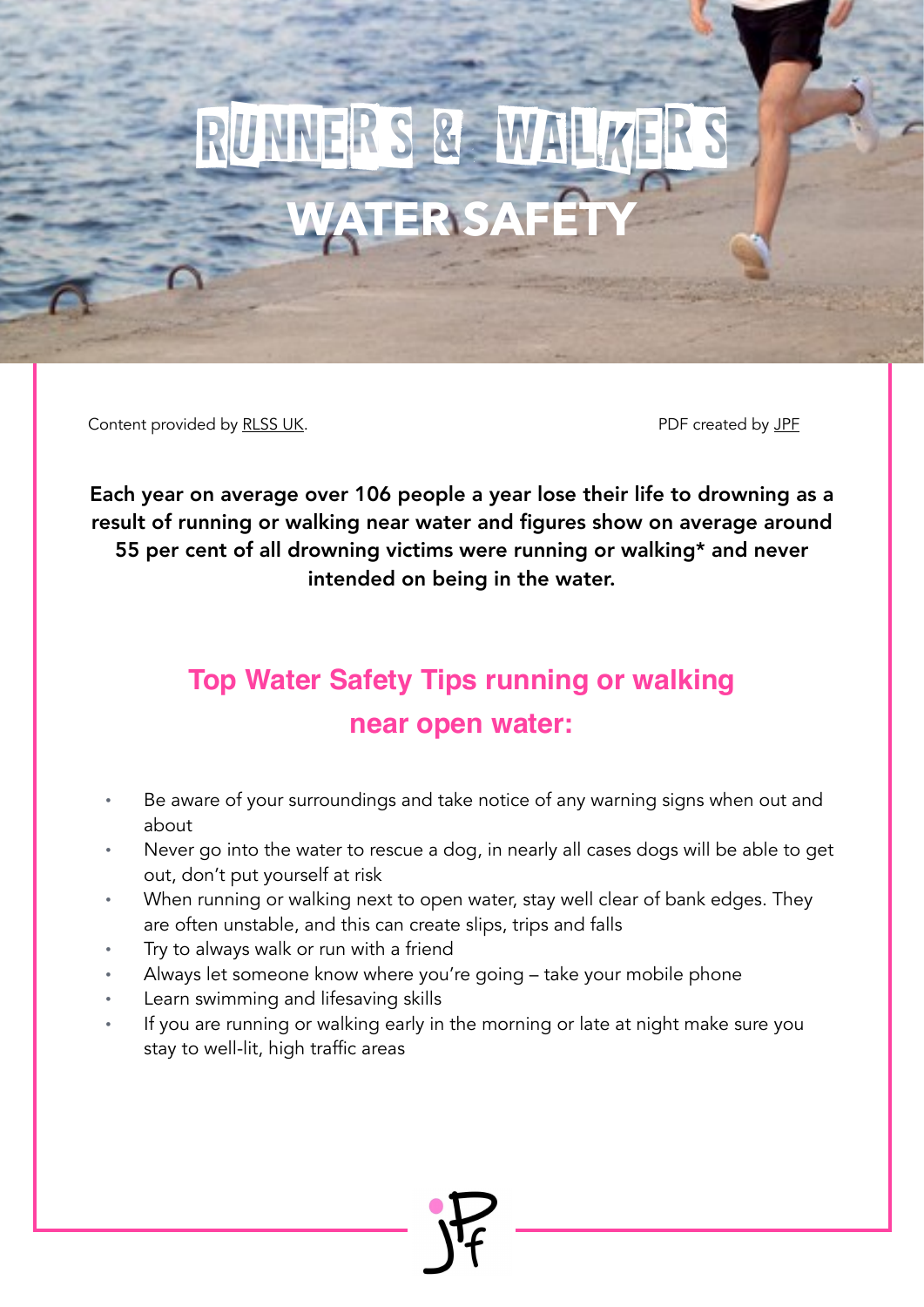# RUNNERS & WALKERS

# WATER SAFETY

Content provided by RLSS UK.

PDF created by JPF

**Each year on average over 106 people a year lose their life to drowning as a result of running or walking near water and figures show on average around 55 per cent of all drowning victims were running or walking* and never intended on being in the water.**

## Top Water Safety Tips running or walking near open water:

- Be aware of your surroundings and take notice of any warning signs when out and about
- Never go into the water to rescue a dog, in nearly all cases dogs will be able to get out, don't put yourself at risk
- When running or walking next to open water, stay well clear of bank edges. They are often unstable, and this can create slips, trips and falls
- Try to always walk or run with a friend
- Always let someone know where you're going – take your mobile phone
- Learn swimming and lifesaving skills
- If you are running or walking early in the morning or late at night make sure you stay to well-lit, high traffic areas